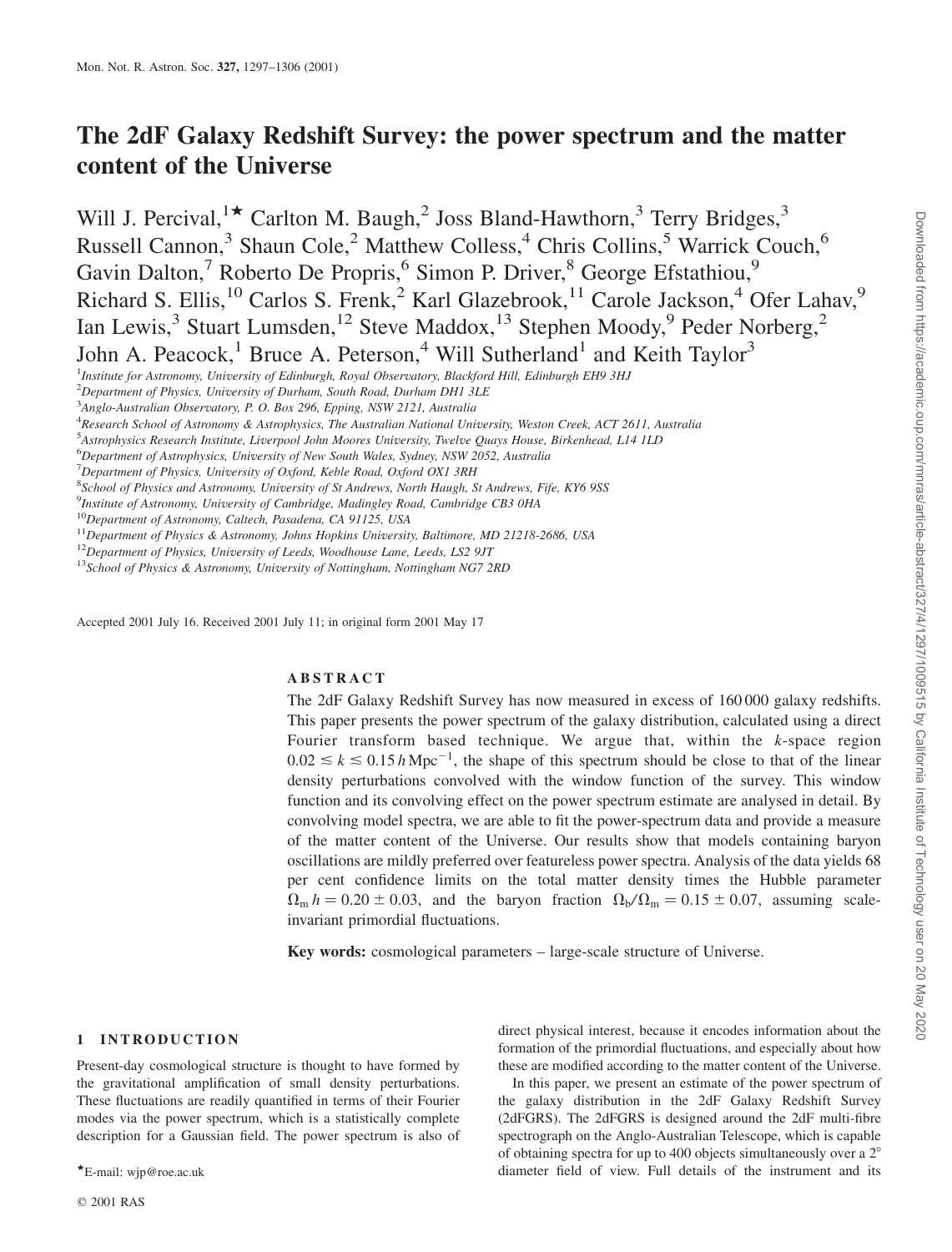# The 2dF Galaxy Redshift Survey: the power spectrum and the matter content of the Universe

Will J. Percival,[1★] Carlton M. Baugh,[2] Joss Bland-Hawthorn,[3] Terry Bridges,[3] Russell Cannon,[3] Shaun Cole,[2] Matthew Colless,[4] Chris Collins,[5] Warrick Couch,[6] Gavin Dalton,[7] Roberto De Propris,[6] Simon P. Driver,[8] George Efstathiou,[9] Richard S. Ellis,[10] Carlos S. Frenk,[2] Karl Glazebrook,[11] Carole Jackson,[4] Ofer Lahav,[9] Ian Lewis,[3] Stuart Lumsden,[12] Steve Maddox,[13] Stephen Moody,[9] Peder Norberg,[2] John A. Peacock,[1] Bruce A. Peterson,[4] Will Sutherland[1] and Keith Taylor[3]

[1] *Institute for Astronomy, University of Edinburgh, Royal Observatory, Blackford Hill, Edinburgh EH9 3HJ*
[2] *Department of Physics, University of Durham, South Road, Durham DH1 3LE*
[3] *Anglo-Australian Observatory, P. O. Box 296, Epping, NSW 2121, Australia*
[4] *Research School of Astronomy & Astrophysics, The Australian National University, Weston Creek, ACT 2611, Australia*
[5] *Astrophysics Research Institute, Liverpool John Moores University, Twelve Quays House, Birkenhead, L14 1LD*
[6] *Department of Astrophysics, University of New South Wales, Sydney, NSW 2052, Australia*
[7] *Department of Physics, University of Oxford, Keble Road, Oxford OX1 3RH*
[8] *School of Physics and Astronomy, University of St Andrews, North Haugh, St Andrews, Fife, KY6 9SS*
[9] *Institute of Astronomy, University of Cambridge, Madingley Road, Cambridge CB3 0HA*
[10] *Department of Astronomy, Caltech, Pasadena, CA 91125, USA*
[11] *Department of Physics & Astronomy, Johns Hopkins University, Baltimore, MD 21218-2686, USA*
[12] *Department of Physics, University of Leeds, Woodhouse Lane, Leeds, LS2 9JT*
[13] *School of Physics & Astronomy, University of Nottingham, Nottingham NG7 2RD*

Accepted 2001 July 16. Received 2001 July 11; in original form 2001 May 17

## ABSTRACT

The 2dF Galaxy Redshift Survey has now measured in excess of 160 000 galaxy redshifts. This paper presents the power spectrum of the galaxy distribution, calculated using a direct Fourier transform based technique. We argue that, within the $k$-space region $0.02 \lesssim k \lesssim 0.15\,h\,\mathrm{Mpc}^{-1}$, the shape of this spectrum should be close to that of the linear density perturbations convolved with the window function of the survey. This window function and its convolving effect on the power spectrum estimate are analysed in detail. By convolving model spectra, we are able to fit the power-spectrum data and provide a measure of the matter content of the Universe. Our results show that models containing baryon oscillations are mildly preferred over featureless power spectra. Analysis of the data yields 68 per cent confidence limits on the total matter density times the Hubble parameter $\Omega_m h = 0.20 \pm 0.03$, and the baryon fraction $\Omega_b/\Omega_m = 0.15 \pm 0.07$, assuming scale-invariant primordial fluctuations.

**Key words:** cosmological parameters – large-scale structure of Universe.

## 1 INTRODUCTION

Present-day cosmological structure is thought to have formed by the gravitational amplification of small density perturbations. These fluctuations are readily quantified in terms of their Fourier modes via the power spectrum, which is a statistically complete description for a Gaussian field. The power spectrum is also of direct physical interest, because it encodes information about the formation of the primordial fluctuations, and especially about how these are modified according to the matter content of the Universe.

In this paper, we present an estimate of the power spectrum of the galaxy distribution in the 2dF Galaxy Redshift Survey (2dFGRS). The 2dFGRS is designed around the 2dF multi-fibre spectrograph on the Anglo-Australian Telescope, which is capable of obtaining spectra for up to 400 objects simultaneously over a 2° diameter field of view. Full details of the instrument and its

★E-mail: wjp@roe.ac.uk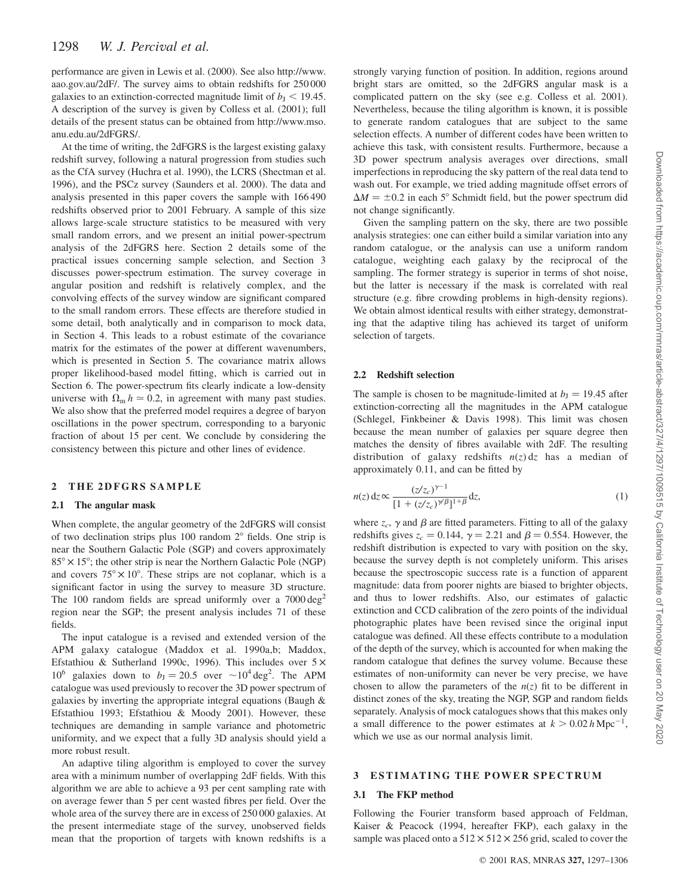performance are given in Lewis et al. (2000). See also http://www.aao.gov.au/2dF/. The survey aims to obtain redshifts for 250 000 galaxies to an extinction-corrected magnitude limit of $b_J < 19.45$. A description of the survey is given by Colless et al. (2001); full details of the present status can be obtained from http://www.mso.anu.edu.au/2dFGRS/.

At the time of writing, the 2dFGRS is the largest existing galaxy redshift survey, following a natural progression from studies such as the CfA survey (Huchra et al. 1990), the LCRS (Shectman et al. 1996), and the PSCz survey (Saunders et al. 2000). The data and analysis presented in this paper covers the sample with 166 490 redshifts observed prior to 2001 February. A sample of this size allows large-scale structure statistics to be measured with very small random errors, and we present an initial power-spectrum analysis of the 2dFGRS here. Section 2 details some of the practical issues concerning sample selection, and Section 3 discusses power-spectrum estimation. The survey coverage in angular position and redshift is relatively complex, and the convolving effects of the survey window are significant compared to the small random errors. These effects are therefore studied in some detail, both analytically and in comparison to mock data, in Section 4. This leads to a robust estimate of the covariance matrix for the estimates of the power at different wavenumbers, which is presented in Section 5. The covariance matrix allows proper likelihood-based model fitting, which is carried out in Section 6. The power-spectrum fits clearly indicate a low-density universe with $\Omega_m h \simeq 0.2$, in agreement with many past studies. We also show that the preferred model requires a degree of baryon oscillations in the power spectrum, corresponding to a baryonic fraction of about 15 per cent. We conclude by considering the consistency between this picture and other lines of evidence.

## 2 THE 2DFGRS SAMPLE

### 2.1 The angular mask

When complete, the angular geometry of the 2dFGRS will consist of two declination strips plus 100 random 2° fields. One strip is near the Southern Galactic Pole (SGP) and covers approximately $85° \times 15°$; the other strip is near the Northern Galactic Pole (NGP) and covers $75° \times 10°$. These strips are not coplanar, which is a significant factor in using the survey to measure 3D structure. The 100 random fields are spread uniformly over a $7000\,\mathrm{deg}^2$ region near the SGP; the present analysis includes 71 of these fields.

The input catalogue is a revised and extended version of the APM galaxy catalogue (Maddox et al. 1990a,b; Maddox, Efstathiou & Sutherland 1990c, 1996). This includes over $5 \times 10^6$ galaxies down to $b_J = 20.5$ over $\sim 10^4\,\mathrm{deg}^2$. The APM catalogue was used previously to recover the 3D power spectrum of galaxies by inverting the appropriate integral equations (Baugh & Efstathiou 1993; Efstathiou & Moody 2001). However, these techniques are demanding in sample variance and photometric uniformity, and we expect that a fully 3D analysis should yield a more robust result.

An adaptive tiling algorithm is employed to cover the survey area with a minimum number of overlapping 2dF fields. With this algorithm we are able to achieve a 93 per cent sampling rate with on average fewer than 5 per cent wasted fibres per field. Over the whole area of the survey there are in excess of 250 000 galaxies. At the present intermediate stage of the survey, unobserved fields mean that the proportion of targets with known redshifts is a strongly varying function of position. In addition, regions around bright stars are omitted, so the 2dFGRS angular mask is a complicated pattern on the sky (see e.g. Colless et al. 2001). Nevertheless, because the tiling algorithm is known, it is possible to generate random catalogues that are subject to the same selection effects. A number of different codes have been written to achieve this task, with consistent results. Furthermore, because a 3D power spectrum analysis averages over directions, small imperfections in reproducing the sky pattern of the real data tend to wash out. For example, we tried adding magnitude offset errors of $\Delta M = \pm 0.2$ in each 5° Schmidt field, but the power spectrum did not change significantly.

Given the sampling pattern on the sky, there are two possible analysis strategies: one can either build a similar variation into any random catalogue, or the analysis can use a uniform random catalogue, weighting each galaxy by the reciprocal of the sampling. The former strategy is superior in terms of shot noise, but the latter is necessary if the mask is correlated with real structure (e.g. fibre crowding problems in high-density regions). We obtain almost identical results with either strategy, demonstrating that the adaptive tiling has achieved its target of uniform selection of targets.

### 2.2 Redshift selection

The sample is chosen to be magnitude-limited at $b_J = 19.45$ after extinction-correcting all the magnitudes in the APM catalogue (Schlegel, Finkbeiner & Davis 1998). This limit was chosen because the mean number of galaxies per square degree then matches the density of fibres available with 2dF. The resulting distribution of galaxy redshifts $n(z)\,\mathrm{d}z$ has a median of approximately 0.11, and can be fitted by

$$n(z)\,\mathrm{d}z \propto \frac{(z/z_c)^{\gamma-1}}{[1 + (z/z_c)^{\gamma/\beta}]^{1+\beta}}\mathrm{d}z, \tag{1}$$

where $z_c$, $\gamma$ and $\beta$ are fitted parameters. Fitting to all of the galaxy redshifts gives $z_c = 0.144$, $\gamma = 2.21$ and $\beta = 0.554$. However, the redshift distribution is expected to vary with position on the sky, because the survey depth is not completely uniform. This arises because the spectroscopic success rate is a function of apparent magnitude: data from poorer nights are biased to brighter objects, and thus to lower redshifts. Also, our estimates of galactic extinction and CCD calibration of the zero points of the individual photographic plates have been revised since the original input catalogue was defined. All these effects contribute to a modulation of the depth of the survey, which is accounted for when making the random catalogue that defines the survey volume. Because these estimates of non-uniformity can never be very precise, we have chosen to allow the parameters of the $n(z)$ fit to be different in distinct zones of the sky, treating the NGP, SGP and random fields separately. Analysis of mock catalogues shows that this makes only a small difference to the power estimates at $k > 0.02\,h\,\mathrm{Mpc}^{-1}$, which we use as our normal analysis limit.

## 3 ESTIMATING THE POWER SPECTRUM

### 3.1 The FKP method

Following the Fourier transform based approach of Feldman, Kaiser & Peacock (1994, hereafter FKP), each galaxy in the sample was placed onto a $512 \times 512 \times 256$ grid, scaled to cover the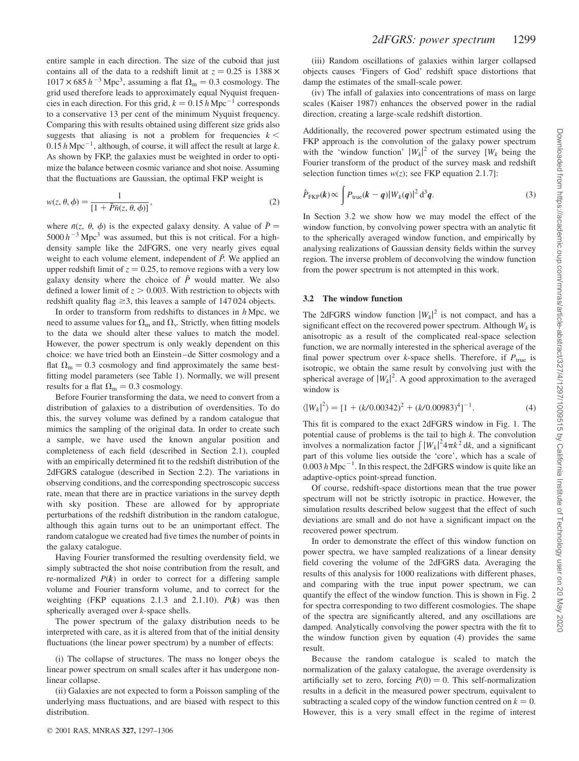entire sample in each direction. The size of the cuboid that just contains all of the data to a redshift limit at $z = 0.25$ is $1388 \times 1017 \times 685\,h^{-3}\,\mathrm{Mpc}^3$, assuming a flat $\Omega_\mathrm{m} = 0.3$ cosmology. The grid used therefore leads to approximately equal Nyquist frequencies in each direction. For this grid, $k = 0.15\,h\,\mathrm{Mpc}^{-1}$ corresponds to a conservative 13 per cent of the minimum Nyquist frequency. Comparing this with results obtained using different size grids also suggests that aliasing is not a problem for frequencies $k < 0.15\,h\,\mathrm{Mpc}^{-1}$, although, of course, it will affect the result at large $k$. As shown by FKP, the galaxies must be weighted in order to optimize the balance between cosmic variance and shot noise. Assuming that the fluctuations are Gaussian, the optimal FKP weight is

$$w(z, \theta, \phi) = \frac{1}{[1 + \bar{P}\bar{n}(z, \theta, \phi)]}, \tag{2}$$

where $\bar{n}(z, \theta, \phi)$ is the expected galaxy density. A value of $\bar{P} = 5000\,h^{-3}\,\mathrm{Mpc}^3$ was assumed, but this is not critical. For a high-density sample like the 2dFGRS, one very nearly gives equal weight to each volume element, independent of $\bar{P}$. We applied an upper redshift limit of $z = 0.25$, to remove regions with a very low galaxy density where the choice of $\bar{P}$ would matter. We also defined a lower limit of $z > 0.003$. With restriction to objects with redshift quality flag $\geq 3$, this leaves a sample of 147 024 objects.

In order to transform from redshifts to distances in $h\,\mathrm{Mpc}$, we need to assume values for $\Omega_\mathrm{m}$ and $\Omega_\mathrm{v}$. Strictly, when fitting models to the data we should alter these values to match the model. However, the power spectrum is only weakly dependent on this choice: we have tried both an Einstein–de Sitter cosmology and a flat $\Omega_\mathrm{m} = 0.3$ cosmology and find approximately the same best-fitting model parameters (see Table 1). Normally, we will present results for a flat $\Omega_\mathrm{m} = 0.3$ cosmology.

Before Fourier transforming the data, we need to convert from a distribution of galaxies to a distribution of overdensities. To do this, the survey volume was defined by a random catalogue that mimics the sampling of the original data. In order to create such a sample, we have used the known angular position and completeness of each field (described in Section 2.1), coupled with an empirically determined fit to the redshift distribution of the 2dFGRS catalogue (described in Section 2.2). The variations in observing conditions, and the corresponding spectroscopic success rate, mean that there are in practice variations in the survey depth with sky position. These are allowed for by appropriate perturbations of the redshift distribution in the random catalogue, although this again turns out to be an unimportant effect. The random catalogue we created had five times the number of points in the galaxy catalogue.

Having Fourier transformed the resulting overdensity field, we simply subtracted the shot noise contribution from the result, and re-normalized $P(\boldsymbol{k})$ in order to correct for a differing sample volume and Fourier transform volume, and to correct for the weighting (FKP equations 2.1.3 and 2.1.10). $P(\boldsymbol{k})$ was then spherically averaged over $k$-space shells.

The power spectrum of the galaxy distribution needs to be interpreted with care, as it is altered from that of the initial density fluctuations (the linear power spectrum) by a number of effects:

(i) The collapse of structures. The mass no longer obeys the linear power spectrum on small scales after it has undergone nonlinear collapse.

(ii) Galaxies are not expected to form a Poisson sampling of the underlying mass fluctuations, and are biased with respect to this distribution.

(iii) Random oscillations of galaxies within larger collapsed objects causes 'Fingers of God' redshift space distortions that damp the estimates of the small-scale power.

(iv) The infall of galaxies into concentrations of mass on large scales (Kaiser 1987) enhances the observed power in the radial direction, creating a large-scale redshift distortion.

Additionally, the recovered power spectrum estimated using the FKP approach is the convolution of the galaxy power spectrum with the 'window function' $|W_k|^2$ of the survey [$W_k$ being the Fourier transform of the product of the survey mask and redshift selection function times $w(z)$; see FKP equation 2.1.7]:

$$\hat{P}_\mathrm{FKP}(\boldsymbol{k}) \propto \int P_\mathrm{true}(\boldsymbol{k} - \boldsymbol{q})|W_k(\boldsymbol{q})|^2\,\mathrm{d}^3\boldsymbol{q}. \tag{3}$$

In Section 3.2 we show how we may model the effect of the window function, by convolving power spectra with an analytic fit to the spherically averaged window function, and empirically by analysing realizations of Gaussian density fields within the survey region. The inverse problem of deconvolving the window function from the power spectrum is not attempted in this work.

### 3.2 The window function

The 2dFGRS window function $|W_k|^2$ is not compact, and has a significant effect on the recovered power spectrum. Although $W_k$ is anisotropic as a result of the complicated real-space selection function, we are normally interested in the spherical average of the final power spectrum over $k$-space shells. Therefore, if $P_\mathrm{true}$ is isotropic, we obtain the same result by convolving just with the spherical average of $|W_k|^2$. A good approximation to the averaged window is

$$\langle |W_k|^2 \rangle = [1 + (k/0.00342)^2 + (k/0.00983)^4]^{-1}. \tag{4}$$

This fit is compared to the exact 2dFGRS window in Fig. 1. The potential cause of problems is the tail to high $k$. The convolution involves a normalization factor $\int |W_k|^2 4\pi k^2\,\mathrm{d}k$, and a significant part of this volume lies outside the 'core', which has a scale of $0.003\,h\,\mathrm{Mpc}^{-1}$. In this respect, the 2dFGRS window is quite like an adaptive-optics point-spread function.

Of course, redshift-space distortions mean that the true power spectrum will not be strictly isotropic in practice. However, the simulation results described below suggest that the effect of such deviations are small and do not have a significant impact on the recovered power spectrum.

In order to demonstrate the effect of this window function on power spectra, we have sampled realizations of a linear density field covering the volume of the 2dFGRS data. Averaging the results of this analysis for 1000 realizations with different phases, and comparing with the true input power spectrum, we can quantify the effect of the window function. This is shown in Fig. 2 for spectra corresponding to two different cosmologies. The shape of the spectra are significantly altered, and any oscillations are damped. Analytically convolving the power spectra with the fit to the window function given by equation (4) provides the same result.

Because the random catalogue is scaled to match the normalization of the galaxy catalogue, the average overdensity is artificially set to zero, forcing $P(0) = 0$. This self-normalization results in a deficit in the measured power spectrum, equivalent to subtracting a scaled copy of the window function centred on $k = 0$. However, this is a very small effect in the regime of interest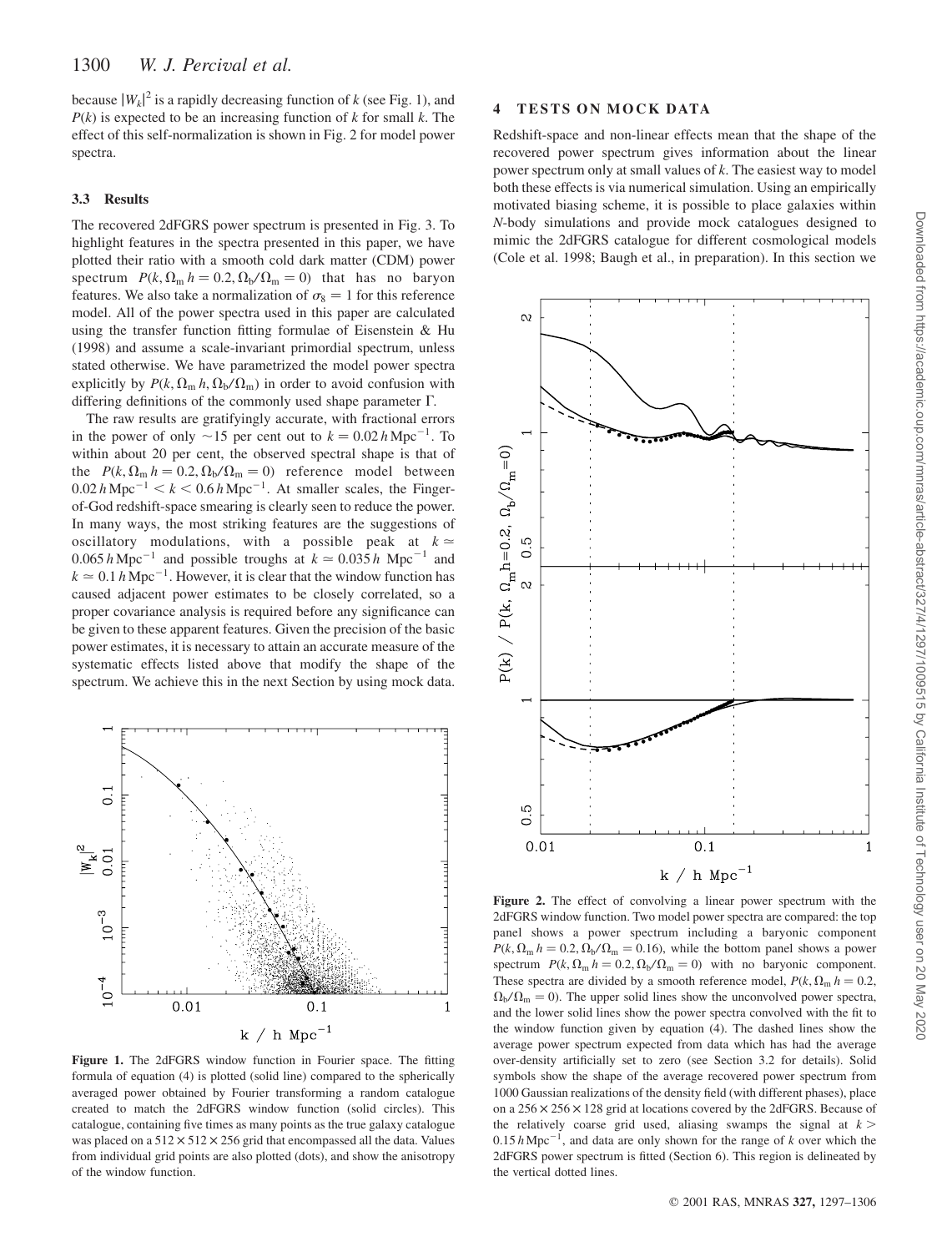because $|W_k|^2$ is a rapidly decreasing function of $k$ (see Fig. 1), and $P(k)$ is expected to be an increasing function of $k$ for small $k$. The effect of this self-normalization is shown in Fig. 2 for model power spectra.

### 3.3 Results

The recovered 2dFGRS power spectrum is presented in Fig. 3. To highlight features in the spectra presented in this paper, we have plotted their ratio with a smooth cold dark matter (CDM) power spectrum $P(k, \Omega_m h = 0.2, \Omega_b/\Omega_m = 0)$ that has no baryon features. We also take a normalization of $\sigma_8 = 1$ for this reference model. All of the power spectra used in this paper are calculated using the transfer function fitting formulae of Eisenstein & Hu (1998) and assume a scale-invariant primordial spectrum, unless stated otherwise. We have parametrized the model power spectra explicitly by $P(k, \Omega_m h, \Omega_b/\Omega_m)$ in order to avoid confusion with differing definitions of the commonly used shape parameter $\Gamma$.

The raw results are gratifyingly accurate, with fractional errors in the power of only ~15 per cent out to $k = 0.02\,h\,\mathrm{Mpc}^{-1}$. To within about 20 per cent, the observed spectral shape is that of the $P(k, \Omega_m h = 0.2, \Omega_b/\Omega_m = 0)$ reference model between $0.02\,h\,\mathrm{Mpc}^{-1} < k < 0.6\,h\,\mathrm{Mpc}^{-1}$. At smaller scales, the Finger-of-God redshift-space smearing is clearly seen to reduce the power. In many ways, the most striking features are the suggestions of oscillatory modulations, with a possible peak at $k \simeq 0.065\,h\,\mathrm{Mpc}^{-1}$ and possible troughs at $k \simeq 0.035\,h\,\mathrm{Mpc}^{-1}$ and $k \simeq 0.1\,h\,\mathrm{Mpc}^{-1}$. However, it is clear that the window function has caused adjacent power estimates to be closely correlated, so a proper covariance analysis is required before any significance can be given to these apparent features. Given the precision of the basic power estimates, it is necessary to attain an accurate measure of the systematic effects listed above that modify the shape of the spectrum. We achieve this in the next Section by using mock data.

**Figure 1.** The 2dFGRS window function in Fourier space. The fitting formula of equation (4) is plotted (solid line) compared to the spherically averaged power obtained by Fourier transforming a random catalogue created to match the 2dFGRS window function (solid circles). This catalogue, containing five times as many points as the true galaxy catalogue was placed on a $512 \times 512 \times 256$ grid that encompassed all the data. Values from individual grid points are also plotted (dots), and show the anisotropy of the window function.

## 4 TESTS ON MOCK DATA

Redshift-space and non-linear effects mean that the shape of the recovered power spectrum gives information about the linear power spectrum only at small values of $k$. The easiest way to model both these effects is via numerical simulation. Using an empirically motivated biasing scheme, it is possible to place galaxies within $N$-body simulations and provide mock catalogues designed to mimic the 2dFGRS catalogue for different cosmological models (Cole et al. 1998; Baugh et al., in preparation). In this section we

**Figure 2.** The effect of convolving a linear power spectrum with the 2dFGRS window function. Two model power spectra are compared: the top panel shows a power spectrum including a baryonic component $P(k, \Omega_m h = 0.2, \Omega_b/\Omega_m = 0.16)$, while the bottom panel shows a power spectrum $P(k, \Omega_m h = 0.2, \Omega_b/\Omega_m = 0)$ with no baryonic component. These spectra are divided by a smooth reference model, $P(k, \Omega_m h = 0.2, \Omega_b/\Omega_m = 0)$. The upper solid lines show the unconvolved power spectra, and the lower solid lines show the power spectra convolved with the fit to the window function given by equation (4). The dashed lines show the average power spectrum expected from data which has had the average over-density artificially set to zero (see Section 3.2 for details). Solid symbols show the shape of the average recovered power spectrum from 1000 Gaussian realizations of the density field (with different phases), place on a $256 \times 256 \times 128$ grid at locations covered by the 2dFGRS. Because of the relatively coarse grid used, aliasing swamps the signal at $k > 0.15\,h\,\mathrm{Mpc}^{-1}$, and data are only shown for the range of $k$ over which the 2dFGRS power spectrum is fitted (Section 6). This region is delineated by the vertical dotted lines.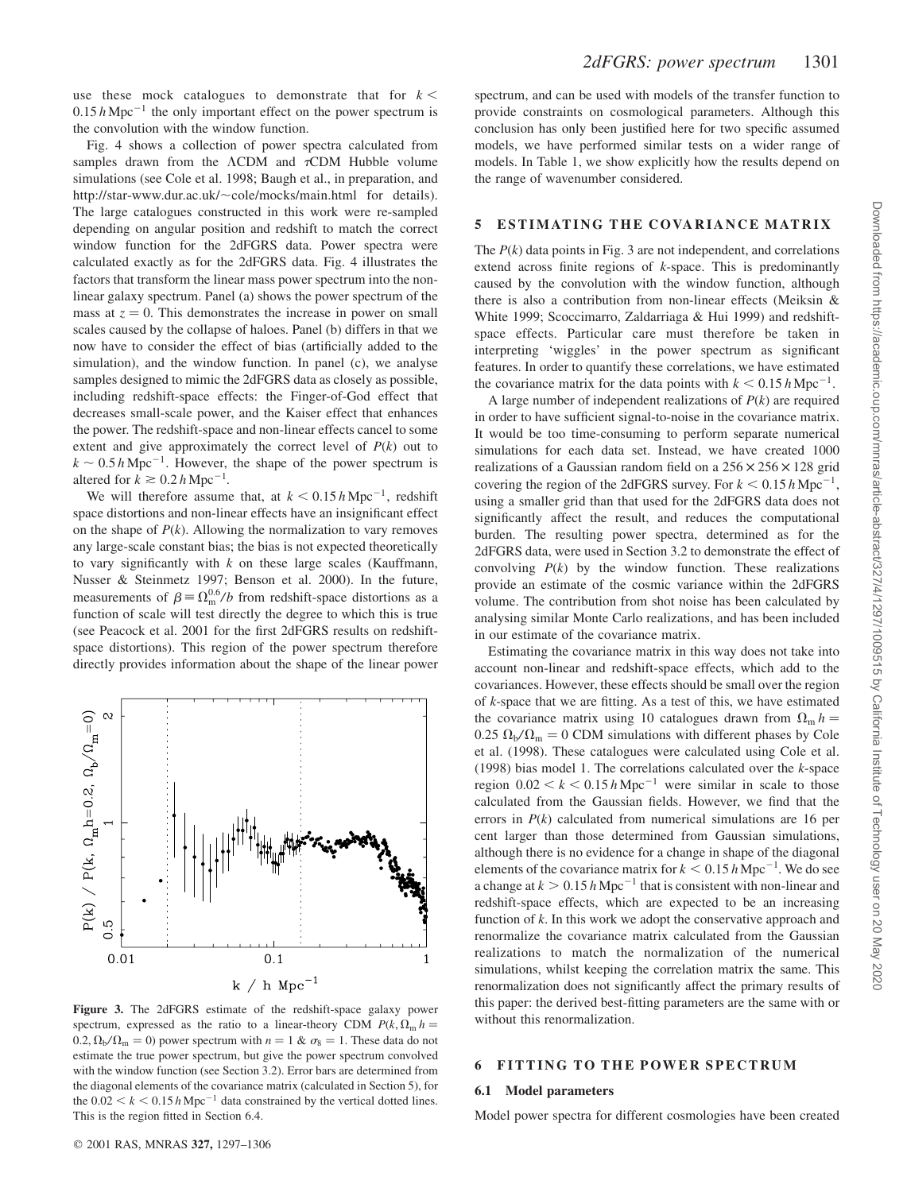use these mock catalogues to demonstrate that for $k < 0.15\,h\,\mathrm{Mpc}^{-1}$ the only important effect on the power spectrum is the convolution with the window function.

Fig. 4 shows a collection of power spectra calculated from samples drawn from the ΛCDM and τCDM Hubble volume simulations (see Cole et al. 1998; Baugh et al., in preparation, and http://star-www.dur.ac.uk/~cole/mocks/main.html for details). The large catalogues constructed in this work were re-sampled depending on angular position and redshift to match the correct window function for the 2dFGRS data. Power spectra were calculated exactly as for the 2dFGRS data. Fig. 4 illustrates the factors that transform the linear mass power spectrum into the non-linear galaxy spectrum. Panel (a) shows the power spectrum of the mass at $z = 0$. This demonstrates the increase in power on small scales caused by the collapse of haloes. Panel (b) differs in that we now have to consider the effect of bias (artificially added to the simulation), and the window function. In panel (c), we analyse samples designed to mimic the 2dFGRS data as closely as possible, including redshift-space effects: the Finger-of-God effect that decreases small-scale power, and the Kaiser effect that enhances the power. The redshift-space and non-linear effects cancel to some extent and give approximately the correct level of $P(k)$ out to $k \sim 0.5\,h\,\mathrm{Mpc}^{-1}$. However, the shape of the power spectrum is altered for $k \gtrsim 0.2\,h\,\mathrm{Mpc}^{-1}$.

We will therefore assume that, at $k < 0.15\,h\,\mathrm{Mpc}^{-1}$, redshift space distortions and non-linear effects have an insignificant effect on the shape of $P(k)$. Allowing the normalization to vary removes any large-scale constant bias; the bias is not expected theoretically to vary significantly with $k$ on these large scales (Kauffmann, Nusser & Steinmetz 1997; Benson et al. 2000). In the future, measurements of $\beta \equiv \Omega_\mathrm{m}^{0.6}/b$ from redshift-space distortions as a function of scale will test directly the degree to which this is true (see Peacock et al. 2001 for the first 2dFGRS results on redshift-space distortions). This region of the power spectrum therefore directly provides information about the shape of the linear power spectrum, and can be used with models of the transfer function to provide constraints on cosmological parameters. Although this conclusion has only been justified here for two specific assumed models, we have performed similar tests on a wider range of models. In Table 1, we show explicitly how the results depend on the range of wavenumber considered.

**Figure 3.** The 2dFGRS estimate of the redshift-space galaxy power spectrum, expressed as the ratio to a linear-theory CDM $P(k, \Omega_\mathrm{m} h = 0.2, \Omega_\mathrm{b}/\Omega_\mathrm{m} = 0)$ power spectrum with $n = 1$ & $\sigma_8 = 1$. These data do not estimate the true power spectrum, but give the power spectrum convolved with the window function (see Section 3.2). Error bars are determined from the diagonal elements of the covariance matrix (calculated in Section 5), for the $0.02 < k < 0.15\,h\,\mathrm{Mpc}^{-1}$ data constrained by the vertical dotted lines. This is the region fitted in Section 6.4.

## 5 ESTIMATING THE COVARIANCE MATRIX

The $P(k)$ data points in Fig. 3 are not independent, and correlations extend across finite regions of $k$-space. This is predominantly caused by the convolution with the window function, although there is also a contribution from non-linear effects (Meiksin & White 1999; Scoccimarro, Zaldarriaga & Hui 1999) and redshift-space effects. Particular care must therefore be taken in interpreting 'wiggles' in the power spectrum as significant features. In order to quantify these correlations, we have estimated the covariance matrix for the data points with $k < 0.15\,h\,\mathrm{Mpc}^{-1}$.

A large number of independent realizations of $P(k)$ are required in order to have sufficient signal-to-noise in the covariance matrix. It would be too time-consuming to perform separate numerical simulations for each data set. Instead, we have created 1000 realizations of a Gaussian random field on a $256 \times 256 \times 128$ grid covering the region of the 2dFGRS survey. For $k < 0.15\,h\,\mathrm{Mpc}^{-1}$, using a smaller grid than that used for the 2dFGRS data does not significantly affect the result, and reduces the computational burden. The resulting power spectra, determined as for the 2dFGRS data, were used in Section 3.2 to demonstrate the effect of convolving $P(k)$ by the window function. These realizations provide an estimate of the cosmic variance within the 2dFGRS volume. The contribution from shot noise has been calculated by analysing similar Monte Carlo realizations, and has been included in our estimate of the covariance matrix.

Estimating the covariance matrix in this way does not take into account non-linear and redshift-space effects, which add to the covariances. However, these effects should be small over the region of $k$-space that we are fitting. As a test of this, we have estimated the covariance matrix using 10 catalogues drawn from $\Omega_\mathrm{m} h = 0.25$ $\Omega_\mathrm{b}/\Omega_\mathrm{m} = 0$ CDM simulations with different phases by Cole et al. (1998). These catalogues were calculated using Cole et al. (1998) bias model 1. The correlations calculated over the $k$-space region $0.02 < k < 0.15\,h\,\mathrm{Mpc}^{-1}$ were similar in scale to those calculated from the Gaussian fields. However, we find that the errors in $P(k)$ calculated from numerical simulations are 16 per cent larger than those determined from Gaussian simulations, although there is no evidence for a change in shape of the diagonal elements of the covariance matrix for $k < 0.15\,h\,\mathrm{Mpc}^{-1}$. We do see a change at $k > 0.15\,h\,\mathrm{Mpc}^{-1}$ that is consistent with non-linear and redshift-space effects, which are expected to be an increasing function of $k$. In this work we adopt the conservative approach and renormalize the covariance matrix calculated from the Gaussian realizations to match the normalization of the numerical simulations, whilst keeping the correlation matrix the same. This renormalization does not significantly affect the primary results of this paper: the derived best-fitting parameters are the same with or without this renormalization.

## 6 FITTING TO THE POWER SPECTRUM

### 6.1 Model parameters

Model power spectra for different cosmologies have been created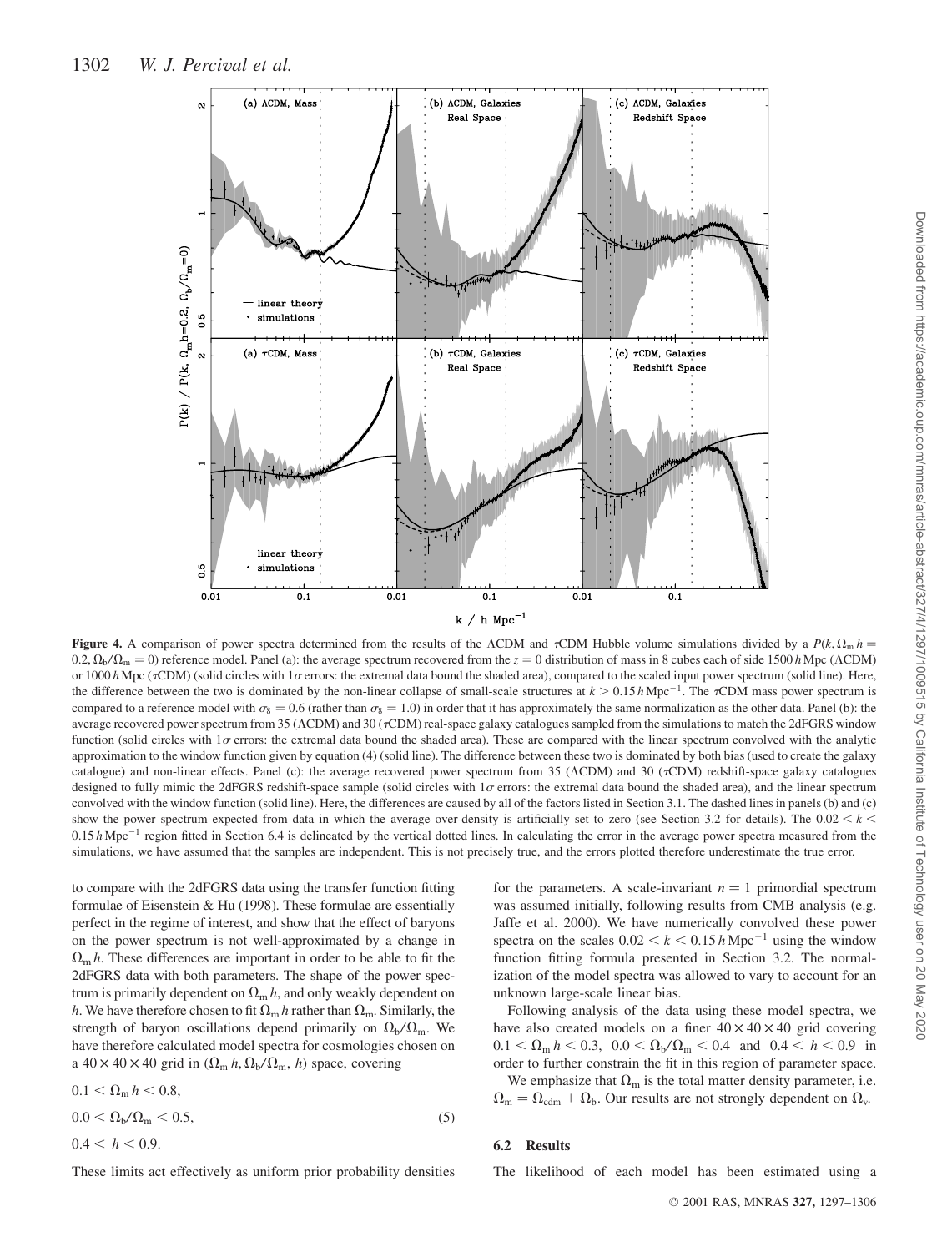**Figure 4.** A comparison of power spectra determined from the results of the ΛCDM and τCDM Hubble volume simulations divided by a $P(k, \Omega_m h = 0.2, \Omega_b/\Omega_m = 0)$ reference model. Panel (a): the average spectrum recovered from the $z = 0$ distribution of mass in 8 cubes each of side $1500\,h\,\mathrm{Mpc}$ (ΛCDM) or $1000\,h\,\mathrm{Mpc}$ (τCDM) (solid circles with $1\sigma$ errors: the extremal data bound the shaded area), compared to the scaled input power spectrum (solid line). Here, the difference between the two is dominated by the non-linear collapse of small-scale structures at $k > 0.15\,h\,\mathrm{Mpc}^{-1}$. The τCDM mass power spectrum is compared to a reference model with $\sigma_8 = 0.6$ (rather than $\sigma_8 = 1.0$) in order that it has approximately the same normalization as the other data. Panel (b): the average recovered power spectrum from 35 (ΛCDM) and 30 (τCDM) real-space galaxy catalogues sampled from the simulations to match the 2dFGRS window function (solid circles with $1\sigma$ errors: the extremal data bound the shaded area). These are compared with the linear spectrum convolved with the analytic approximation to the window function given by equation (4) (solid line). The difference between these two is dominated by both bias (used to create the galaxy catalogue) and non-linear effects. Panel (c): the average recovered power spectrum from 35 (ΛCDM) and 30 (τCDM) redshift-space galaxy catalogues designed to fully mimic the 2dFGRS redshift-space sample (solid circles with $1\sigma$ errors: the extremal data bound the shaded area), and the linear spectrum convolved with the window function (solid line). Here, the differences are caused by all of the factors listed in Section 3.1. The dashed lines in panels (b) and (c) show the power spectrum expected from data in which the average over-density is artificially set to zero (see Section 3.2 for details). The $0.02 < k < 0.15\,h\,\mathrm{Mpc}^{-1}$ region fitted in Section 6.4 is delineated by the vertical dotted lines. In calculating the error in the average power spectra measured from the simulations, we have assumed that the samples are independent. This is not precisely true, and the errors plotted therefore underestimate the true error.

to compare with the 2dFGRS data using the transfer function fitting formulae of Eisenstein & Hu (1998). These formulae are essentially perfect in the regime of interest, and show that the effect of baryons on the power spectrum is not well-approximated by a change in $\Omega_m h$. These differences are important in order to be able to fit the 2dFGRS data with both parameters. The shape of the power spectrum is primarily dependent on $\Omega_m h$, and only weakly dependent on $h$. We have therefore chosen to fit $\Omega_m h$ rather than $\Omega_m$. Similarly, the strength of baryon oscillations depend primarily on $\Omega_b/\Omega_m$. We have therefore calculated model spectra for cosmologies chosen on a $40 \times 40 \times 40$ grid in $(\Omega_m h, \Omega_b/\Omega_m, h)$ space, covering

$$
\begin{aligned}
&0.1 < \Omega_m h < 0.8, \\
&0.0 < \Omega_b/\Omega_m < 0.5, \qquad (5) \\
&0.4 < h < 0.9.
\end{aligned}
$$

These limits act effectively as uniform prior probability densities for the parameters. A scale-invariant $n = 1$ primordial spectrum was assumed initially, following results from CMB analysis (e.g. Jaffe et al. 2000). We have numerically convolved these power spectra on the scales $0.02 < k < 0.15\,h\,\mathrm{Mpc}^{-1}$ using the window function fitting formula presented in Section 3.2. The normalization of the model spectra was allowed to vary to account for an unknown large-scale linear bias.

Following analysis of the data using these model spectra, we have also created models on a finer $40 \times 40 \times 40$ grid covering $0.1 < \Omega_m h < 0.3$, $0.0 < \Omega_b/\Omega_m < 0.4$ and $0.4 < h < 0.9$ in order to further constrain the fit in this region of parameter space.

We emphasize that $\Omega_m$ is the total matter density parameter, i.e. $\Omega_m = \Omega_{cdm} + \Omega_b$. Our results are not strongly dependent on $\Omega_\nu$.

### 6.2 Results

The likelihood of each model has been estimated using a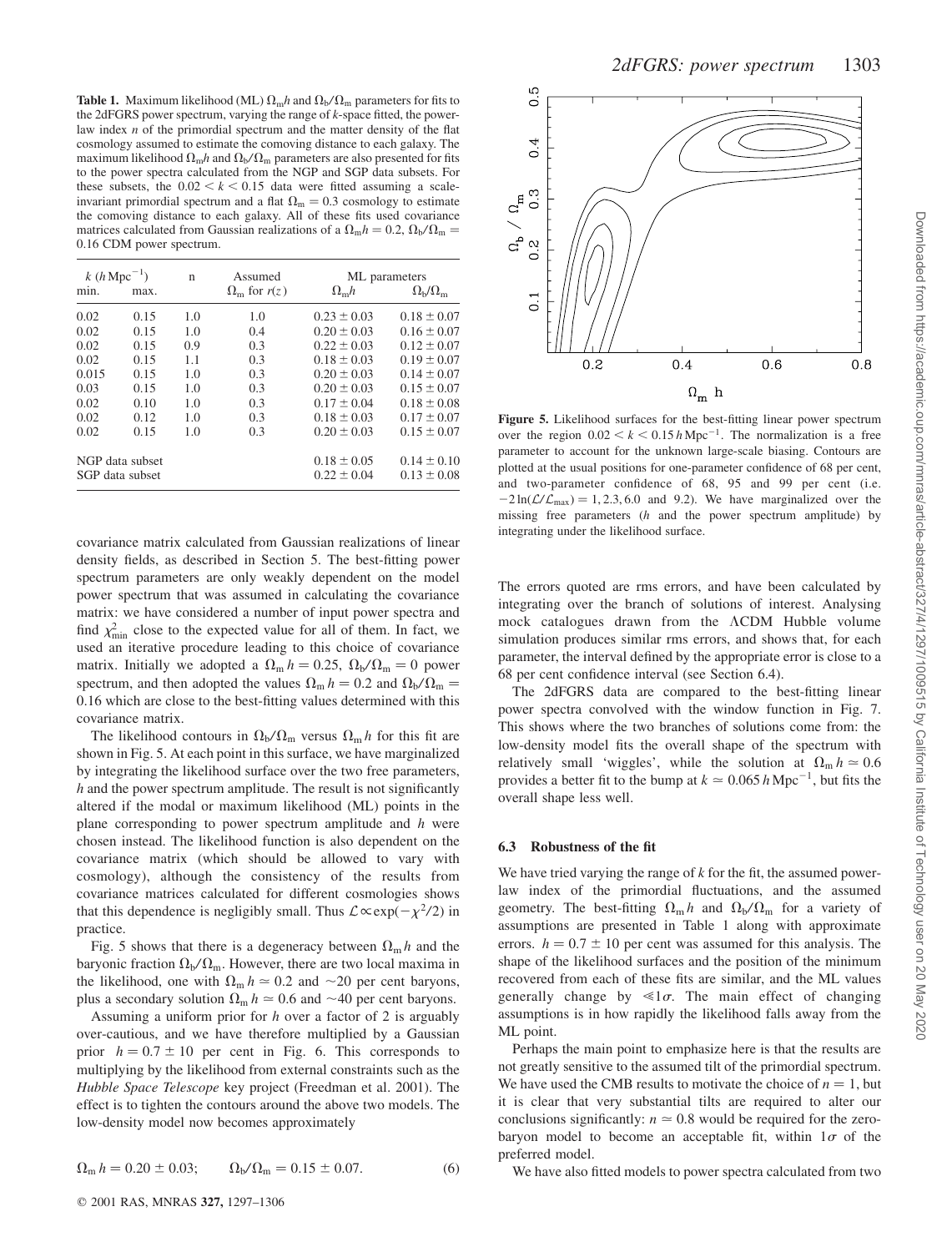**Table 1.** Maximum likelihood (ML) $\Omega_m h$ and $\Omega_b/\Omega_m$ parameters for fits to the 2dFGRS power spectrum, varying the range of $k$-space fitted, the power-law index $n$ of the primordial spectrum and the matter density of the flat cosmology assumed to estimate the comoving distance to each galaxy. The maximum likelihood $\Omega_m h$ and $\Omega_b/\Omega_m$ parameters are also presented for fits to the power spectra calculated from the NGP and SGP data subsets. For these subsets, the $0.02 < k < 0.15$ data were fitted assuming a scale-invariant primordial spectrum and a flat $\Omega_m = 0.3$ cosmology to estimate the comoving distance to each galaxy. All of these fits used covariance matrices calculated from Gaussian realizations of a $\Omega_m h = 0.2$, $\Omega_b/\Omega_m = 0.16$ CDM power spectrum.

| $k$ ($h\,\mathrm{Mpc}^{-1}$) | | n | Assumed | ML parameters | |
|---|---|---|---|---|---|
| min. | max. | | $\Omega_m$ for $r(z)$ | $\Omega_m h$ | $\Omega_b/\Omega_m$ |
| 0.02 | 0.15 | 1.0 | 1.0 | $0.23 \pm 0.03$ | $0.18 \pm 0.07$ |
| 0.02 | 0.15 | 1.0 | 0.4 | $0.20 \pm 0.03$ | $0.16 \pm 0.07$ |
| 0.02 | 0.15 | 0.9 | 0.3 | $0.22 \pm 0.03$ | $0.12 \pm 0.07$ |
| 0.02 | 0.15 | 1.1 | 0.3 | $0.18 \pm 0.03$ | $0.19 \pm 0.07$ |
| 0.015 | 0.15 | 1.0 | 0.3 | $0.20 \pm 0.03$ | $0.14 \pm 0.07$ |
| 0.03 | 0.15 | 1.0 | 0.3 | $0.20 \pm 0.03$ | $0.15 \pm 0.07$ |
| 0.02 | 0.10 | 1.0 | 0.3 | $0.17 \pm 0.04$ | $0.18 \pm 0.08$ |
| 0.02 | 0.12 | 1.0 | 0.3 | $0.18 \pm 0.03$ | $0.17 \pm 0.07$ |
| 0.02 | 0.15 | 1.0 | 0.3 | $0.20 \pm 0.03$ | $0.15 \pm 0.07$ |
| NGP data subset | | | | $0.18 \pm 0.05$ | $0.14 \pm 0.10$ |
| SGP data subset | | | | $0.22 \pm 0.04$ | $0.13 \pm 0.08$ |

covariance matrix calculated from Gaussian realizations of linear density fields, as described in Section 5. The best-fitting power spectrum parameters are only weakly dependent on the model power spectrum that was assumed in calculating the covariance matrix: we have considered a number of input power spectra and find $\chi^2_{\min}$ close to the expected value for all of them. In fact, we used an iterative procedure leading to this choice of covariance matrix. Initially we adopted a $\Omega_m h = 0.25$, $\Omega_b/\Omega_m = 0$ power spectrum, and then adopted the values $\Omega_m h = 0.2$ and $\Omega_b/\Omega_m = 0.16$ which are close to the best-fitting values determined with this covariance matrix.

The likelihood contours in $\Omega_b/\Omega_m$ versus $\Omega_m h$ for this fit are shown in Fig. 5. At each point in this surface, we have marginalized by integrating the likelihood surface over the two free parameters, $h$ and the power spectrum amplitude. The result is not significantly altered if the modal or maximum likelihood (ML) points in the plane corresponding to power spectrum amplitude and $h$ were chosen instead. The likelihood function is also dependent on the covariance matrix (which should be allowed to vary with cosmology), although the consistency of the results from covariance matrices calculated for different cosmologies shows that this dependence is negligibly small. Thus $\mathcal{L} \propto \exp(-\chi^2/2)$ in practice.

Fig. 5 shows that there is a degeneracy between $\Omega_m h$ and the baryonic fraction $\Omega_b/\Omega_m$. However, there are two local maxima in the likelihood, one with $\Omega_m h \simeq 0.2$ and ~20 per cent baryons, plus a secondary solution $\Omega_m h \simeq 0.6$ and ~40 per cent baryons.

Assuming a uniform prior for $h$ over a factor of 2 is arguably over-cautious, and we have therefore multiplied by a Gaussian prior $h = 0.7 \pm 10$ per cent in Fig. 6. This corresponds to multiplying by the likelihood from external constraints such as the *Hubble Space Telescope* key project (Freedman et al. 2001). The effect is to tighten the contours around the above two models. The low-density model now becomes approximately

$$\Omega_m h = 0.20 \pm 0.03; \qquad \Omega_b/\Omega_m = 0.15 \pm 0.07. \tag{6}$$

**Figure 5.** Likelihood surfaces for the best-fitting linear power spectrum over the region $0.02 < k < 0.15\,h\,\mathrm{Mpc}^{-1}$. The normalization is a free parameter to account for the unknown large-scale biasing. Contours are plotted at the usual positions for one-parameter confidence of 68 per cent, and two-parameter confidence of 68, 95 and 99 per cent (i.e. $-2\ln(\mathcal{L}/\mathcal{L}_{\max}) = 1, 2.3, 6.0$ and 9.2). We have marginalized over the missing free parameters ($h$ and the power spectrum amplitude) by integrating under the likelihood surface.

The errors quoted are rms errors, and have been calculated by integrating over the branch of solutions of interest. Analysing mock catalogues drawn from the ΛCDM Hubble volume simulation produces similar rms errors, and shows that, for each parameter, the interval defined by the appropriate error is close to a 68 per cent confidence interval (see Section 6.4).

The 2dFGRS data are compared to the best-fitting linear power spectra convolved with the window function in Fig. 7. This shows where the two branches of solutions come from: the low-density model fits the overall shape of the spectrum with relatively small 'wiggles', while the solution at $\Omega_m h \simeq 0.6$ provides a better fit to the bump at $k \simeq 0.065\,h\,\mathrm{Mpc}^{-1}$, but fits the overall shape less well.

### 6.3 Robustness of the fit

We have tried varying the range of $k$ for the fit, the assumed power-law index of the primordial fluctuations, and the assumed geometry. The best-fitting $\Omega_m h$ and $\Omega_b/\Omega_m$ for a variety of assumptions are presented in Table 1 along with approximate errors. $h = 0.7 \pm 10$ per cent was assumed for this analysis. The shape of the likelihood surfaces and the position of the minimum recovered from each of these fits are similar, and the ML values generally change by $\ll 1\sigma$. The main effect of changing assumptions is in how rapidly the likelihood falls away from the ML point.

Perhaps the main point to emphasize here is that the results are not greatly sensitive to the assumed tilt of the primordial spectrum. We have used the CMB results to motivate the choice of $n = 1$, but it is clear that very substantial tilts are required to alter our conclusions significantly: $n \simeq 0.8$ would be required for the zero-baryon model to become an acceptable fit, within $1\sigma$ of the preferred model.

We have also fitted models to power spectra calculated from two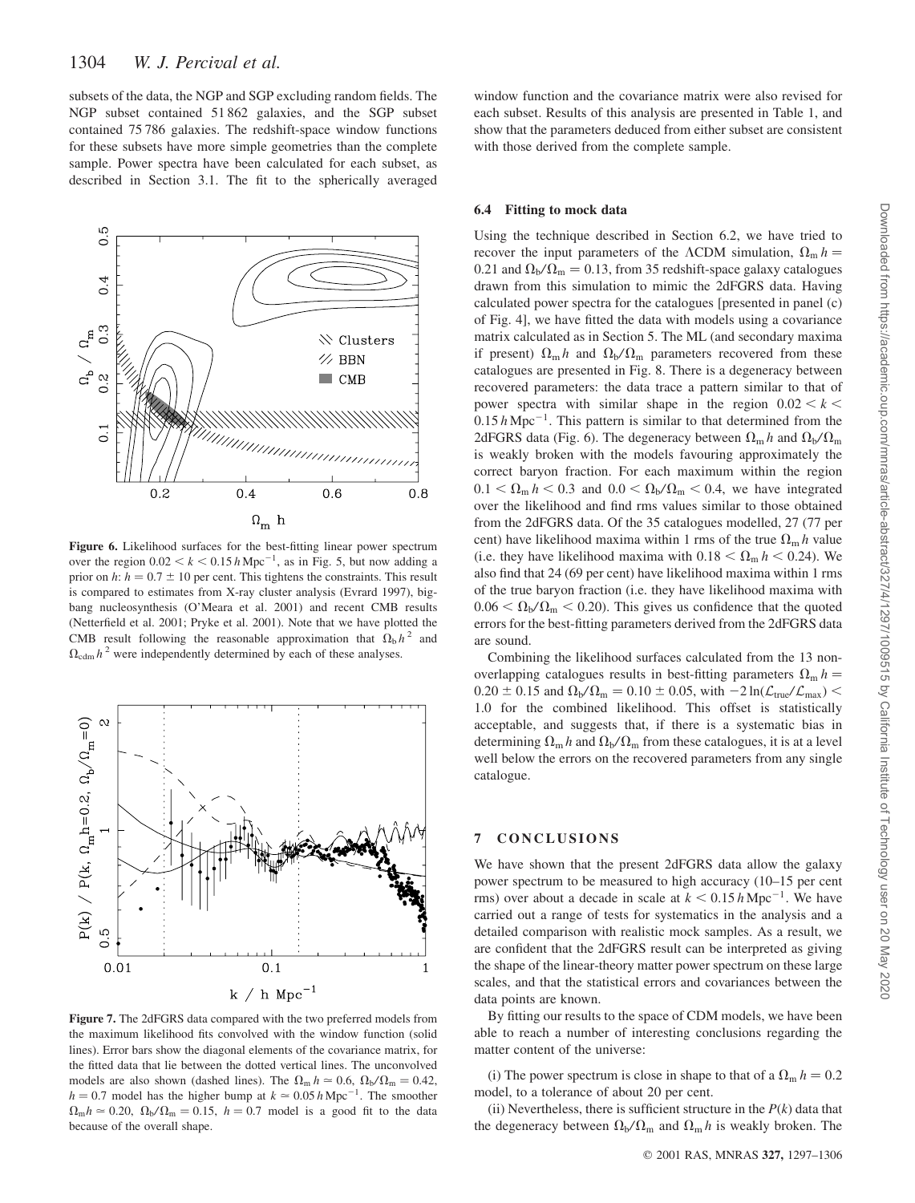subsets of the data, the NGP and SGP excluding random fields. The NGP subset contained 51 862 galaxies, and the SGP subset contained 75 786 galaxies. The redshift-space window functions for these subsets have more simple geometries than the complete sample. Power spectra have been calculated for each subset, as described in Section 3.1. The fit to the spherically averaged window function and the covariance matrix were also revised for each subset. Results of this analysis are presented in Table 1, and show that the parameters deduced from either subset are consistent with those derived from the complete sample.

**Figure 6.** Likelihood surfaces for the best-fitting linear power spectrum over the region $0.02 < k < 0.15\,h\,\mathrm{Mpc}^{-1}$, as in Fig. 5, but now adding a prior on $h$: $h = 0.7 \pm 10$ per cent. This tightens the constraints. This result is compared to estimates from X-ray cluster analysis (Evrard 1997), big-bang nucleosynthesis (O'Meara et al. 2001) and recent CMB results (Netterfield et al. 2001; Pryke et al. 2001). Note that we have plotted the CMB result following the reasonable approximation that $\Omega_b h^2$ and $\Omega_{\mathrm{cdm}} h^2$ were independently determined by each of these analyses.

**Figure 7.** The 2dFGRS data compared with the two preferred models from the maximum likelihood fits convolved with the window function (solid lines). Error bars show the diagonal elements of the covariance matrix, for the fitted data that lie between the dotted vertical lines. The unconvolved models are also shown (dashed lines). The $\Omega_m h \simeq 0.6$, $\Omega_b/\Omega_m = 0.42$, $h = 0.7$ model has the higher bump at $k \simeq 0.05\,h\,\mathrm{Mpc}^{-1}$. The smoother $\Omega_m h \simeq 0.20$, $\Omega_b/\Omega_m = 0.15$, $h = 0.7$ model is a good fit to the data because of the overall shape.

### 6.4 Fitting to mock data

Using the technique described in Section 6.2, we have tried to recover the input parameters of the ΛCDM simulation, $\Omega_m h = 0.21$ and $\Omega_b/\Omega_m = 0.13$, from 35 redshift-space galaxy catalogues drawn from this simulation to mimic the 2dFGRS data. Having calculated power spectra for the catalogues [presented in panel (c) of Fig. 4], we have fitted the data with models using a covariance matrix calculated as in Section 5. The ML (and secondary maxima if present) $\Omega_m h$ and $\Omega_b/\Omega_m$ parameters recovered from these catalogues are presented in Fig. 8. There is a degeneracy between recovered parameters: the data trace a pattern similar to that of power spectra with similar shape in the region $0.02 < k < 0.15\,h\,\mathrm{Mpc}^{-1}$. This pattern is similar to that determined from the 2dFGRS data (Fig. 6). The degeneracy between $\Omega_m h$ and $\Omega_b/\Omega_m$ is weakly broken with the models favouring approximately the correct baryon fraction. For each maximum within the region $0.1 < \Omega_m h < 0.3$ and $0.0 < \Omega_b/\Omega_m < 0.4$, we have integrated over the likelihood and find rms values similar to those obtained from the 2dFGRS data. Of the 35 catalogues modelled, 27 (77 per cent) have likelihood maxima within 1 rms of the true $\Omega_m h$ value (i.e. they have likelihood maxima with $0.18 < \Omega_m h < 0.24$). We also find that 24 (69 per cent) have likelihood maxima within 1 rms of the true baryon fraction (i.e. they have likelihood maxima with $0.06 < \Omega_b/\Omega_m < 0.20$). This gives us confidence that the quoted errors for the best-fitting parameters derived from the 2dFGRS data are sound.

Combining the likelihood surfaces calculated from the 13 non-overlapping catalogues results in best-fitting parameters $\Omega_m h = 0.20 \pm 0.15$ and $\Omega_b/\Omega_m = 0.10 \pm 0.05$, with $-2\ln(\mathcal{L}_{\mathrm{true}}/\mathcal{L}_{\mathrm{max}}) < 1.0$ for the combined likelihood. This offset is statistically acceptable, and suggests that, if there is a systematic bias in determining $\Omega_m h$ and $\Omega_b/\Omega_m$ from these catalogues, it is at a level well below the errors on the recovered parameters from any single catalogue.

## 7 CONCLUSIONS

We have shown that the present 2dFGRS data allow the galaxy power spectrum to be measured to high accuracy (10–15 per cent rms) over about a decade in scale at $k < 0.15\,h\,\mathrm{Mpc}^{-1}$. We have carried out a range of tests for systematics in the analysis and a detailed comparison with realistic mock samples. As a result, we are confident that the 2dFGRS result can be interpreted as giving the shape of the linear-theory matter power spectrum on these large scales, and that the statistical errors and covariances between the data points are known.

By fitting our results to the space of CDM models, we have been able to reach a number of interesting conclusions regarding the matter content of the universe:

(i) The power spectrum is close in shape to that of a $\Omega_m h = 0.2$ model, to a tolerance of about 20 per cent.

(ii) Nevertheless, there is sufficient structure in the $P(k)$ data that the degeneracy between $\Omega_b/\Omega_m$ and $\Omega_m h$ is weakly broken. The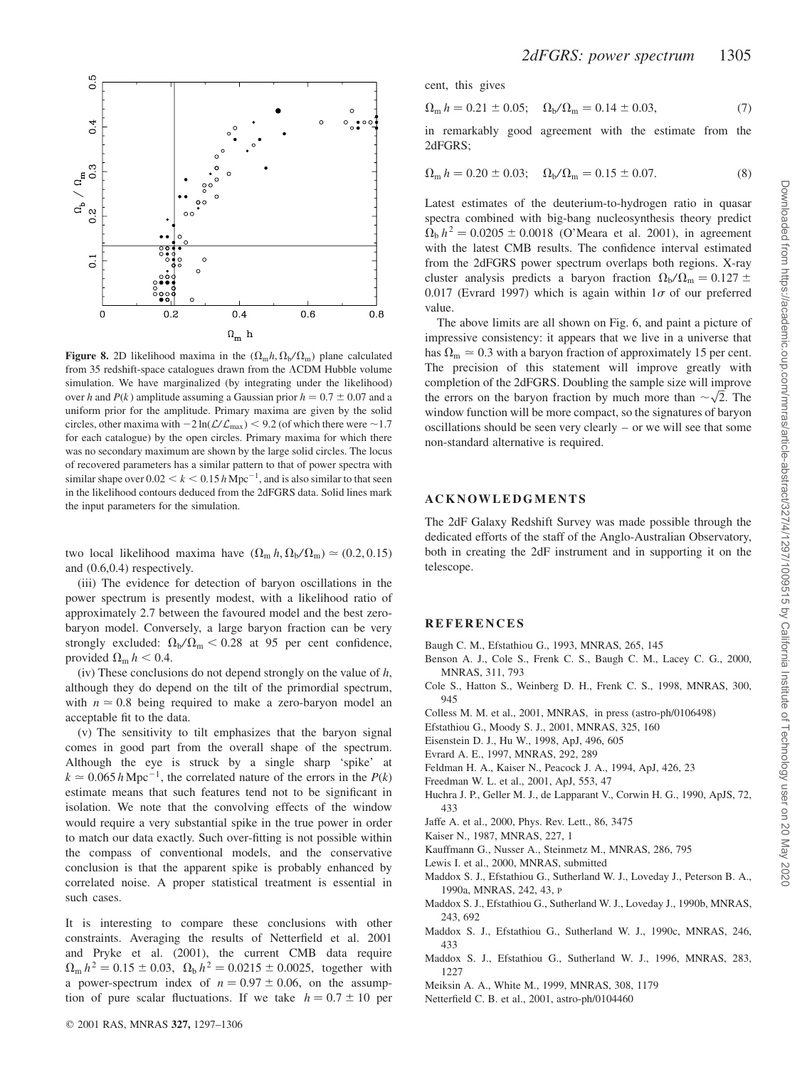**Figure 8.** 2D likelihood maxima in the $(\Omega_m h, \Omega_b/\Omega_m)$ plane calculated from 35 redshift-space catalogues drawn from the ΛCDM Hubble volume simulation. We have marginalized (by integrating under the likelihood) over $h$ and $P(k)$ amplitude assuming a Gaussian prior $h = 0.7 \pm 0.07$ and a uniform prior for the amplitude. Primary maxima are given by the solid circles, other maxima with $-2\ln(\mathcal{L}/\mathcal{L}_{max}) < 9.2$ (of which there were ~1.7 for each catalogue) by the open circles. Primary maxima for which there was no secondary maximum are shown by the large solid circles. The locus of recovered parameters has a similar pattern to that of power spectra with similar shape over $0.02 < k < 0.15\,h\,\mathrm{Mpc}^{-1}$, and is also similar to that seen in the likelihood contours deduced from the 2dFGRS data. Solid lines mark the input parameters for the simulation.

two local likelihood maxima have $(\Omega_m h, \Omega_b/\Omega_m) \simeq (0.2, 0.15)$ and (0.6,0.4) respectively.

(iii) The evidence for detection of baryon oscillations in the power spectrum is presently modest, with a likelihood ratio of approximately 2.7 between the favoured model and the best zero-baryon model. Conversely, a large baryon fraction can be very strongly excluded: $\Omega_b/\Omega_m < 0.28$ at 95 per cent confidence, provided $\Omega_m h < 0.4$.

(iv) These conclusions do not depend strongly on the value of $h$, although they do depend on the tilt of the primordial spectrum, with $n \simeq 0.8$ being required to make a zero-baryon model an acceptable fit to the data.

(v) The sensitivity to tilt emphasizes that the baryon signal comes in good part from the overall shape of the spectrum. Although the eye is struck by a single sharp 'spike' at $k \simeq 0.065\,h\,\mathrm{Mpc}^{-1}$, the correlated nature of the errors in the $P(k)$ estimate means that such features tend not to be significant in isolation. We note that the convolving effects of the window would require a very substantial spike in the true power in order to match our data exactly. Such over-fitting is not possible within the compass of conventional models, and the conservative conclusion is that the apparent spike is probably enhanced by correlated noise. A proper statistical treatment is essential in such cases.

It is interesting to compare these conclusions with other constraints. Averaging the results of Netterfield et al. 2001 and Pryke et al. (2001), the current CMB data require $\Omega_m h^2 = 0.15 \pm 0.03$, $\Omega_b h^2 = 0.0215 \pm 0.0025$, together with a power-spectrum index of $n = 0.97 \pm 0.06$, on the assumption of pure scalar fluctuations. If we take $h = 0.7 \pm 10$ per cent, this gives

$$\Omega_m h = 0.21 \pm 0.05; \quad \Omega_b/\Omega_m = 0.14 \pm 0.03, \tag{7}$$

in remarkably good agreement with the estimate from the 2dFGRS;

$$\Omega_m h = 0.20 \pm 0.03; \quad \Omega_b/\Omega_m = 0.15 \pm 0.07. \tag{8}$$

Latest estimates of the deuterium-to-hydrogen ratio in quasar spectra combined with big-bang nucleosynthesis theory predict $\Omega_b h^2 = 0.0205 \pm 0.0018$ (O'Meara et al. 2001), in agreement with the latest CMB results. The confidence interval estimated from the 2dFGRS power spectrum overlaps both regions. X-ray cluster analysis predicts a baryon fraction $\Omega_b/\Omega_m = 0.127 \pm 0.017$ (Evrard 1997) which is again within $1\sigma$ of our preferred value.

The above limits are all shown on Fig. 6, and paint a picture of impressive consistency: it appears that we live in a universe that has $\Omega_m \simeq 0.3$ with a baryon fraction of approximately 15 per cent. The precision of this statement will improve greatly with completion of the 2dFGRS. Doubling the sample size will improve the errors on the baryon fraction by much more than $\sim\sqrt{2}$. The window function will be more compact, so the signatures of baryon oscillations should be seen very clearly – or we will see that some non-standard alternative is required.

## ACKNOWLEDGMENTS

The 2dF Galaxy Redshift Survey was made possible through the dedicated efforts of the staff of the Anglo-Australian Observatory, both in creating the 2dF instrument and in supporting it on the telescope.

## REFERENCES

Baugh C. M., Efstathiou G., 1993, MNRAS, 265, 145

Benson A. J., Cole S., Frenk C. S., Baugh C. M., Lacey C. G., 2000, MNRAS, 311, 793

Cole S., Hatton S., Weinberg D. H., Frenk C. S., 1998, MNRAS, 300, 945

Colless M. M. et al., 2001, MNRAS, in press (astro-ph/0106498)

Efstathiou G., Moody S. J., 2001, MNRAS, 325, 160

Eisenstein D. J., Hu W., 1998, ApJ, 496, 605

Evrard A. E., 1997, MNRAS, 292, 289

Feldman H. A., Kaiser N., Peacock J. A., 1994, ApJ, 426, 23

Freedman W. L. et al., 2001, ApJ, 553, 47

Huchra J. P., Geller M. J., de Lapparant V., Corwin H. G., 1990, ApJS, 72, 433

Jaffe A. et al., 2000, Phys. Rev. Lett., 86, 3475

Kaiser N., 1987, MNRAS, 227, 1

Kauffmann G., Nusser A., Steinmetz M., MNRAS, 286, 795

Lewis I. et al., 2000, MNRAS, submitted

Maddox S. J., Efstathiou G., Sutherland W. J., Loveday J., Peterson B. A., 1990a, MNRAS, 242, 43, P

Maddox S. J., Efstathiou G., Sutherland W. J., Loveday J., 1990b, MNRAS, 243, 692

Maddox S. J., Efstathiou G., Sutherland W. J., 1990c, MNRAS, 246, 433

Maddox S. J., Efstathiou G., Sutherland W. J., 1996, MNRAS, 283, 1227

Meiksin A. A., White M., 1999, MNRAS, 308, 1179

Netterfield C. B. et al., 2001, astro-ph/0104460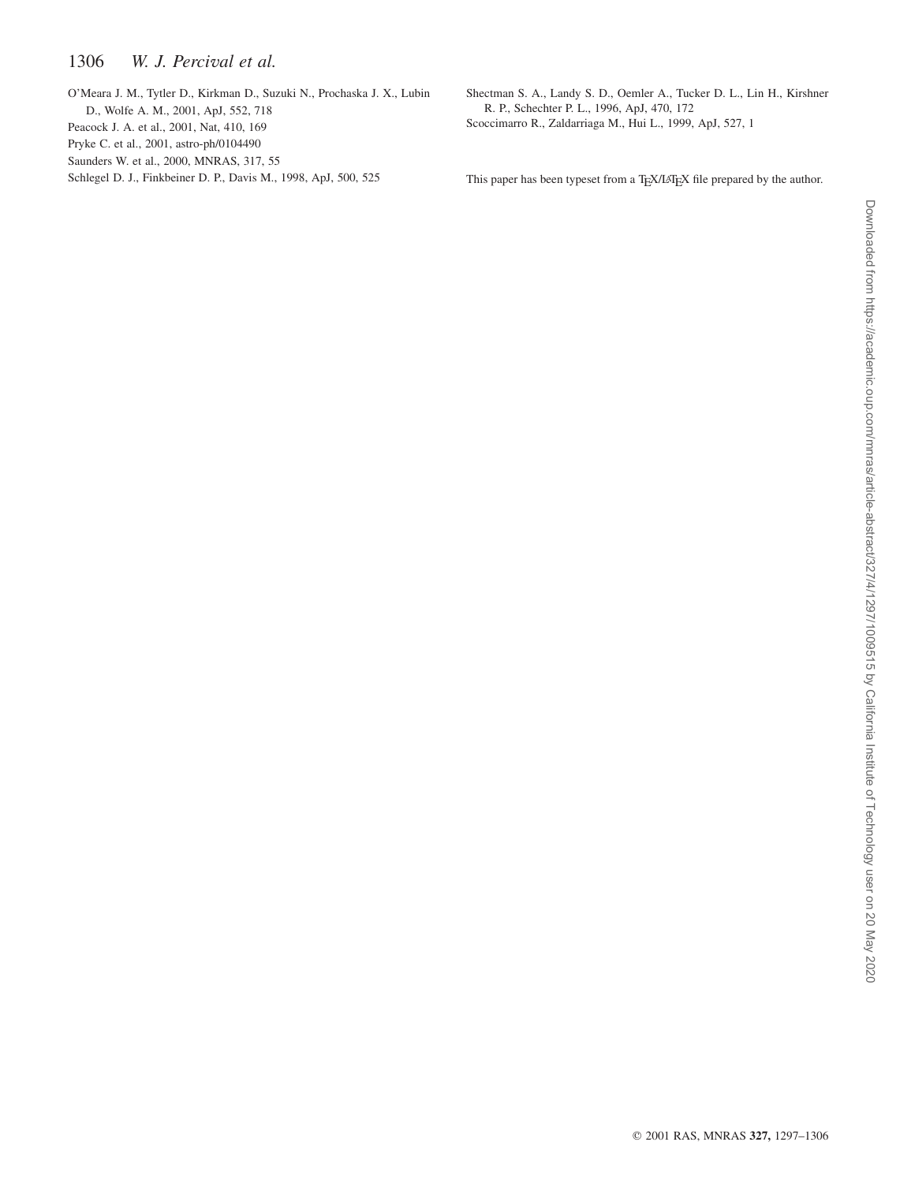O'Meara J. M., Tytler D., Kirkman D., Suzuki N., Prochaska J. X., Lubin D., Wolfe A. M., 2001, ApJ, 552, 718

Peacock J. A. et al., 2001, Nat, 410, 169

Pryke C. et al., 2001, astro-ph/0104490

Saunders W. et al., 2000, MNRAS, 317, 55

Schlegel D. J., Finkbeiner D. P., Davis M., 1998, ApJ, 500, 525

Shectman S. A., Landy S. D., Oemler A., Tucker D. L., Lin H., Kirshner R. P., Schechter P. L., 1996, ApJ, 470, 172

Scoccimarro R., Zaldarriaga M., Hui L., 1999, ApJ, 527, 1

This paper has been typeset from a TEX/LATEX file prepared by the author.